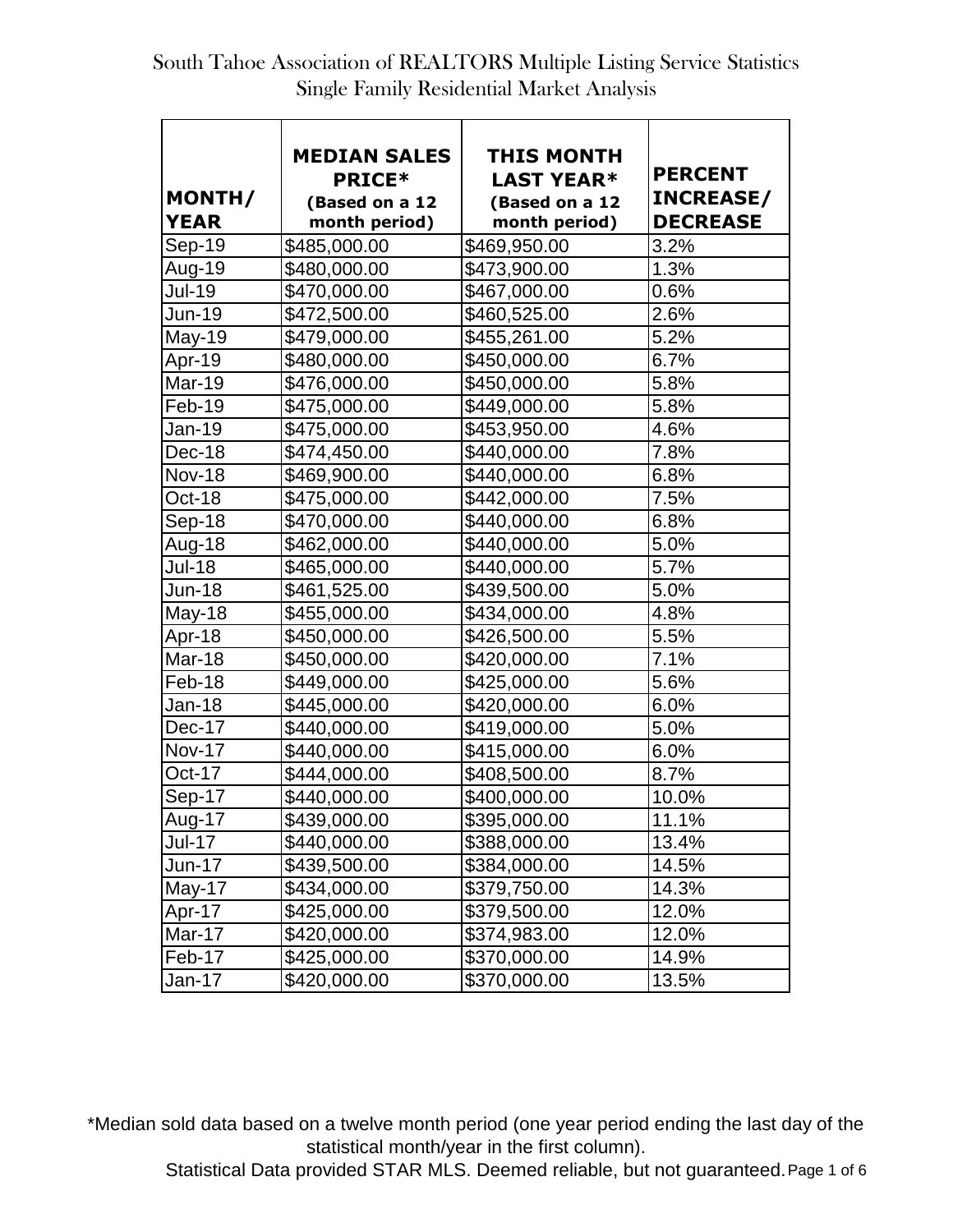# South Tahoe Association of REALTORS Multiple Listing Service Statistics
## Single Family Residential Market Analysis

| MONTH/ YEAR | MEDIAN SALES PRICE* (Based on a 12 month period) | THIS MONTH LAST YEAR* (Based on a 12 month period) | PERCENT INCREASE/ DECREASE |
|---|---|---|---|
| Sep-19 | $485,000.00 | $469,950.00 | 3.2% |
| Aug-19 | $480,000.00 | $473,900.00 | 1.3% |
| Jul-19 | $470,000.00 | $467,000.00 | 0.6% |
| Jun-19 | $472,500.00 | $460,525.00 | 2.6% |
| May-19 | $479,000.00 | $455,261.00 | 5.2% |
| Apr-19 | $480,000.00 | $450,000.00 | 6.7% |
| Mar-19 | $476,000.00 | $450,000.00 | 5.8% |
| Feb-19 | $475,000.00 | $449,000.00 | 5.8% |
| Jan-19 | $475,000.00 | $453,950.00 | 4.6% |
| Dec-18 | $474,450.00 | $440,000.00 | 7.8% |
| Nov-18 | $469,900.00 | $440,000.00 | 6.8% |
| Oct-18 | $475,000.00 | $442,000.00 | 7.5% |
| Sep-18 | $470,000.00 | $440,000.00 | 6.8% |
| Aug-18 | $462,000.00 | $440,000.00 | 5.0% |
| Jul-18 | $465,000.00 | $440,000.00 | 5.7% |
| Jun-18 | $461,525.00 | $439,500.00 | 5.0% |
| May-18 | $455,000.00 | $434,000.00 | 4.8% |
| Apr-18 | $450,000.00 | $426,500.00 | 5.5% |
| Mar-18 | $450,000.00 | $420,000.00 | 7.1% |
| Feb-18 | $449,000.00 | $425,000.00 | 5.6% |
| Jan-18 | $445,000.00 | $420,000.00 | 6.0% |
| Dec-17 | $440,000.00 | $419,000.00 | 5.0% |
| Nov-17 | $440,000.00 | $415,000.00 | 6.0% |
| Oct-17 | $444,000.00 | $408,500.00 | 8.7% |
| Sep-17 | $440,000.00 | $400,000.00 | 10.0% |
| Aug-17 | $439,000.00 | $395,000.00 | 11.1% |
| Jul-17 | $440,000.00 | $388,000.00 | 13.4% |
| Jun-17 | $439,500.00 | $384,000.00 | 14.5% |
| May-17 | $434,000.00 | $379,750.00 | 14.3% |
| Apr-17 | $425,000.00 | $379,500.00 | 12.0% |
| Mar-17 | $420,000.00 | $374,983.00 | 12.0% |
| Feb-17 | $425,000.00 | $370,000.00 | 14.9% |
| Jan-17 | $420,000.00 | $370,000.00 | 13.5% |

*Median sold data based on a twelve month period (one year period ending the last day of the statistical month/year in the first column).

Statistical Data provided STAR MLS. Deemed reliable, but not guaranteed.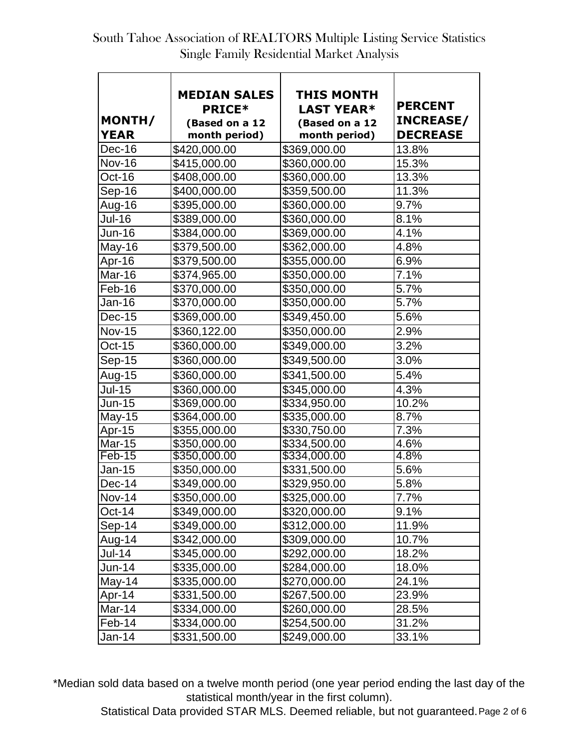# South Tahoe Association of REALTORS Multiple Listing Service Statistics
## Single Family Residential Market Analysis

| MONTH/ YEAR | MEDIAN SALES PRICE* (Based on a 12 month period) | THIS MONTH LAST YEAR* (Based on a 12 month period) | PERCENT INCREASE/ DECREASE |
|---|---|---|---|
| Dec-16 | $420,000.00 | $369,000.00 | 13.8% |
| Nov-16 | $415,000.00 | $360,000.00 | 15.3% |
| Oct-16 | $408,000.00 | $360,000.00 | 13.3% |
| Sep-16 | $400,000.00 | $359,500.00 | 11.3% |
| Aug-16 | $395,000.00 | $360,000.00 | 9.7% |
| Jul-16 | $389,000.00 | $360,000.00 | 8.1% |
| Jun-16 | $384,000.00 | $369,000.00 | 4.1% |
| May-16 | $379,500.00 | $362,000.00 | 4.8% |
| Apr-16 | $379,500.00 | $355,000.00 | 6.9% |
| Mar-16 | $374,965.00 | $350,000.00 | 7.1% |
| Feb-16 | $370,000.00 | $350,000.00 | 5.7% |
| Jan-16 | $370,000.00 | $350,000.00 | 5.7% |
| Dec-15 | $369,000.00 | $349,450.00 | 5.6% |
| Nov-15 | $360,122.00 | $350,000.00 | 2.9% |
| Oct-15 | $360,000.00 | $349,000.00 | 3.2% |
| Sep-15 | $360,000.00 | $349,500.00 | 3.0% |
| Aug-15 | $360,000.00 | $341,500.00 | 5.4% |
| Jul-15 | $360,000.00 | $345,000.00 | 4.3% |
| Jun-15 | $369,000.00 | $334,950.00 | 10.2% |
| May-15 | $364,000.00 | $335,000.00 | 8.7% |
| Apr-15 | $355,000.00 | $330,750.00 | 7.3% |
| Mar-15 | $350,000.00 | $334,500.00 | 4.6% |
| Feb-15 | $350,000.00 | $334,000.00 | 4.8% |
| Jan-15 | $350,000.00 | $331,500.00 | 5.6% |
| Dec-14 | $349,000.00 | $329,950.00 | 5.8% |
| Nov-14 | $350,000.00 | $325,000.00 | 7.7% |
| Oct-14 | $349,000.00 | $320,000.00 | 9.1% |
| Sep-14 | $349,000.00 | $312,000.00 | 11.9% |
| Aug-14 | $342,000.00 | $309,000.00 | 10.7% |
| Jul-14 | $345,000.00 | $292,000.00 | 18.2% |
| Jun-14 | $335,000.00 | $284,000.00 | 18.0% |
| May-14 | $335,000.00 | $270,000.00 | 24.1% |
| Apr-14 | $331,500.00 | $267,500.00 | 23.9% |
| Mar-14 | $334,000.00 | $260,000.00 | 28.5% |
| Feb-14 | $334,000.00 | $254,500.00 | 31.2% |
| Jan-14 | $331,500.00 | $249,000.00 | 33.1% |

*Median sold data based on a twelve month period (one year period ending the last day of the statistical month/year in the first column).

Statistical Data provided STAR MLS. Deemed reliable, but not guaranteed.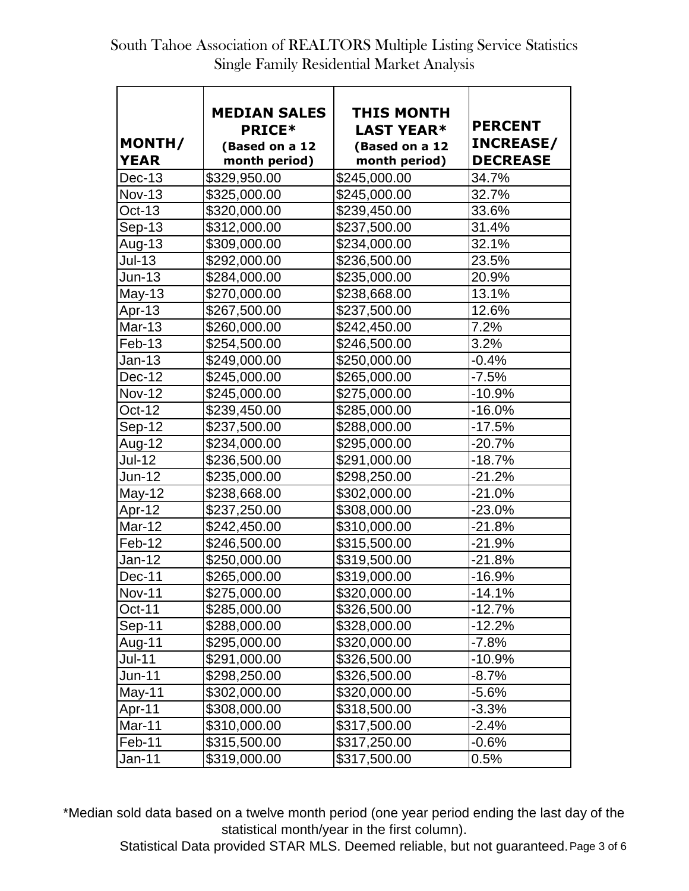# South Tahoe Association of REALTORS Multiple Listing Service Statistics
## Single Family Residential Market Analysis

| MONTH/ YEAR | MEDIAN SALES PRICE* (Based on a 12 month period) | THIS MONTH LAST YEAR* (Based on a 12 month period) | PERCENT INCREASE/ DECREASE |
|---|---|---|---|
| Dec-13 | $329,950.00 | $245,000.00 | 34.7% |
| Nov-13 | $325,000.00 | $245,000.00 | 32.7% |
| Oct-13 | $320,000.00 | $239,450.00 | 33.6% |
| Sep-13 | $312,000.00 | $237,500.00 | 31.4% |
| Aug-13 | $309,000.00 | $234,000.00 | 32.1% |
| Jul-13 | $292,000.00 | $236,500.00 | 23.5% |
| Jun-13 | $284,000.00 | $235,000.00 | 20.9% |
| May-13 | $270,000.00 | $238,668.00 | 13.1% |
| Apr-13 | $267,500.00 | $237,500.00 | 12.6% |
| Mar-13 | $260,000.00 | $242,450.00 | 7.2% |
| Feb-13 | $254,500.00 | $246,500.00 | 3.2% |
| Jan-13 | $249,000.00 | $250,000.00 | -0.4% |
| Dec-12 | $245,000.00 | $265,000.00 | -7.5% |
| Nov-12 | $245,000.00 | $275,000.00 | -10.9% |
| Oct-12 | $239,450.00 | $285,000.00 | -16.0% |
| Sep-12 | $237,500.00 | $288,000.00 | -17.5% |
| Aug-12 | $234,000.00 | $295,000.00 | -20.7% |
| Jul-12 | $236,500.00 | $291,000.00 | -18.7% |
| Jun-12 | $235,000.00 | $298,250.00 | -21.2% |
| May-12 | $238,668.00 | $302,000.00 | -21.0% |
| Apr-12 | $237,250.00 | $308,000.00 | -23.0% |
| Mar-12 | $242,450.00 | $310,000.00 | -21.8% |
| Feb-12 | $246,500.00 | $315,500.00 | -21.9% |
| Jan-12 | $250,000.00 | $319,500.00 | -21.8% |
| Dec-11 | $265,000.00 | $319,000.00 | -16.9% |
| Nov-11 | $275,000.00 | $320,000.00 | -14.1% |
| Oct-11 | $285,000.00 | $326,500.00 | -12.7% |
| Sep-11 | $288,000.00 | $328,000.00 | -12.2% |
| Aug-11 | $295,000.00 | $320,000.00 | -7.8% |
| Jul-11 | $291,000.00 | $326,500.00 | -10.9% |
| Jun-11 | $298,250.00 | $326,500.00 | -8.7% |
| May-11 | $302,000.00 | $320,000.00 | -5.6% |
| Apr-11 | $308,000.00 | $318,500.00 | -3.3% |
| Mar-11 | $310,000.00 | $317,500.00 | -2.4% |
| Feb-11 | $315,500.00 | $317,250.00 | -0.6% |
| Jan-11 | $319,000.00 | $317,500.00 | 0.5% |

*Median sold data based on a twelve month period (one year period ending the last day of the statistical month/year in the first column).

Statistical Data provided STAR MLS. Deemed reliable, but not guaranteed.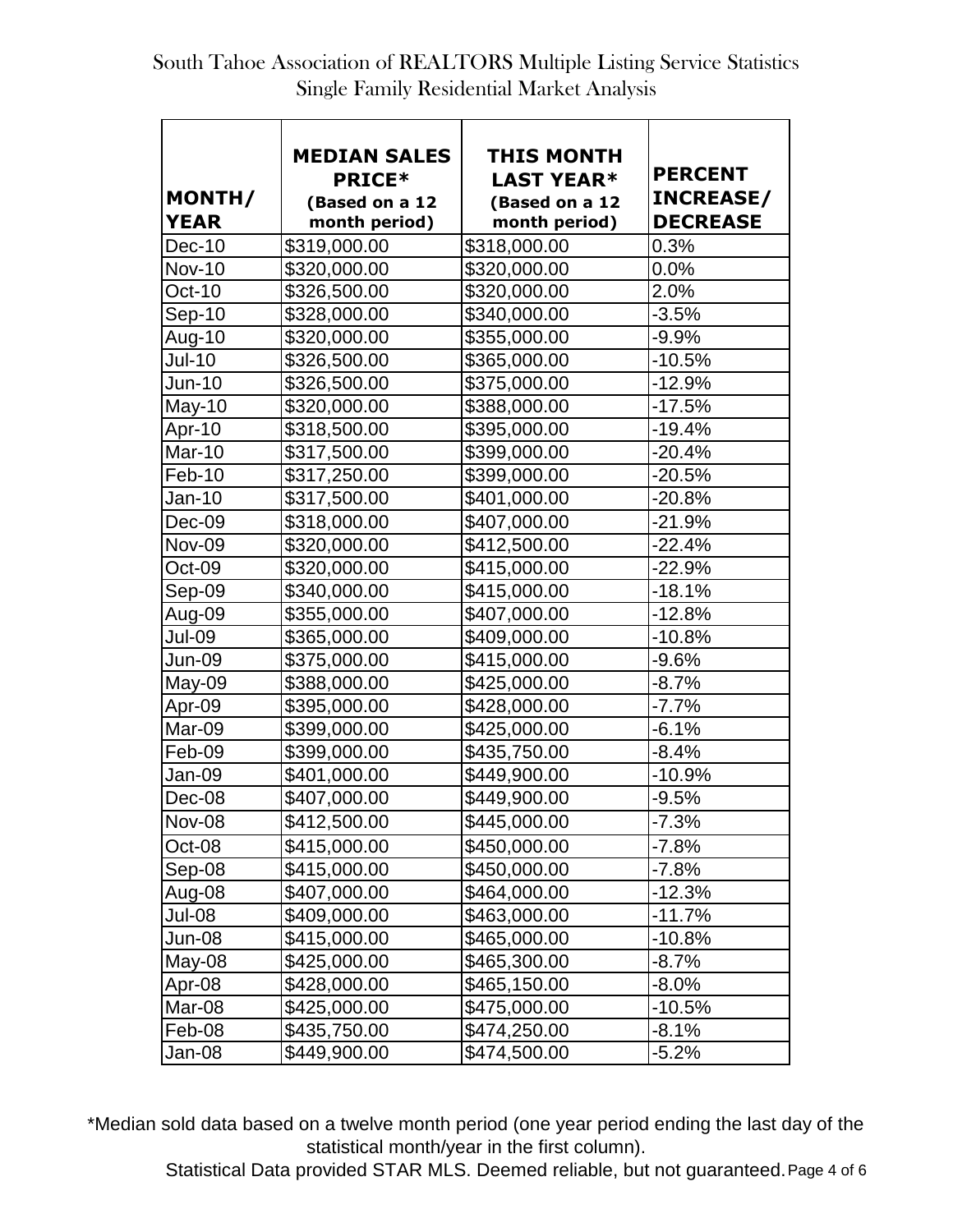South Tahoe Association of REALTORS Multiple Listing Service Statistics
Single Family Residential Market Analysis

| MONTH/ YEAR | MEDIAN SALES PRICE* (Based on a 12 month period) | THIS MONTH LAST YEAR* (Based on a 12 month period) | PERCENT INCREASE/ DECREASE |
|---|---|---|---|
| Dec-10 | $319,000.00 | $318,000.00 | 0.3% |
| Nov-10 | $320,000.00 | $320,000.00 | 0.0% |
| Oct-10 | $326,500.00 | $320,000.00 | 2.0% |
| Sep-10 | $328,000.00 | $340,000.00 | -3.5% |
| Aug-10 | $320,000.00 | $355,000.00 | -9.9% |
| Jul-10 | $326,500.00 | $365,000.00 | -10.5% |
| Jun-10 | $326,500.00 | $375,000.00 | -12.9% |
| May-10 | $320,000.00 | $388,000.00 | -17.5% |
| Apr-10 | $318,500.00 | $395,000.00 | -19.4% |
| Mar-10 | $317,500.00 | $399,000.00 | -20.4% |
| Feb-10 | $317,250.00 | $399,000.00 | -20.5% |
| Jan-10 | $317,500.00 | $401,000.00 | -20.8% |
| Dec-09 | $318,000.00 | $407,000.00 | -21.9% |
| Nov-09 | $320,000.00 | $412,500.00 | -22.4% |
| Oct-09 | $320,000.00 | $415,000.00 | -22.9% |
| Sep-09 | $340,000.00 | $415,000.00 | -18.1% |
| Aug-09 | $355,000.00 | $407,000.00 | -12.8% |
| Jul-09 | $365,000.00 | $409,000.00 | -10.8% |
| Jun-09 | $375,000.00 | $415,000.00 | -9.6% |
| May-09 | $388,000.00 | $425,000.00 | -8.7% |
| Apr-09 | $395,000.00 | $428,000.00 | -7.7% |
| Mar-09 | $399,000.00 | $425,000.00 | -6.1% |
| Feb-09 | $399,000.00 | $435,750.00 | -8.4% |
| Jan-09 | $401,000.00 | $449,900.00 | -10.9% |
| Dec-08 | $407,000.00 | $449,900.00 | -9.5% |
| Nov-08 | $412,500.00 | $445,000.00 | -7.3% |
| Oct-08 | $415,000.00 | $450,000.00 | -7.8% |
| Sep-08 | $415,000.00 | $450,000.00 | -7.8% |
| Aug-08 | $407,000.00 | $464,000.00 | -12.3% |
| Jul-08 | $409,000.00 | $463,000.00 | -11.7% |
| Jun-08 | $415,000.00 | $465,000.00 | -10.8% |
| May-08 | $425,000.00 | $465,300.00 | -8.7% |
| Apr-08 | $428,000.00 | $465,150.00 | -8.0% |
| Mar-08 | $425,000.00 | $475,000.00 | -10.5% |
| Feb-08 | $435,750.00 | $474,250.00 | -8.1% |
| Jan-08 | $449,900.00 | $474,500.00 | -5.2% |

*Median sold data based on a twelve month period (one year period ending the last day of the statistical month/year in the first column).

Statistical Data provided STAR MLS. Deemed reliable, but not guaranteed.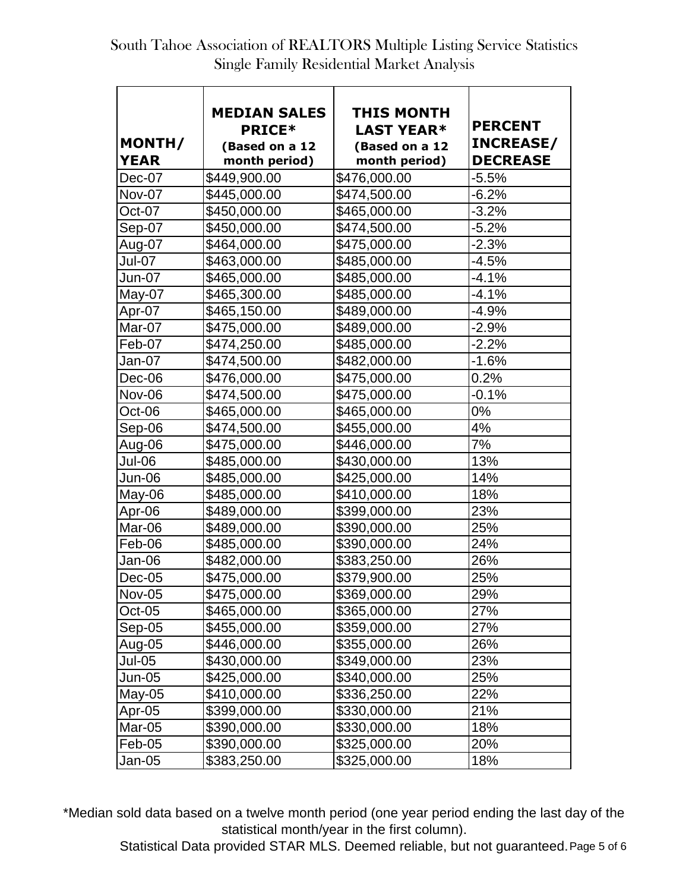# South Tahoe Association of REALTORS Multiple Listing Service Statistics
## Single Family Residential Market Analysis

| MONTH/ YEAR | MEDIAN SALES PRICE* (Based on a 12 month period) | THIS MONTH LAST YEAR* (Based on a 12 month period) | PERCENT INCREASE/ DECREASE |
|---|---|---|---|
| Dec-07 | $449,900.00 | $476,000.00 | -5.5% |
| Nov-07 | $445,000.00 | $474,500.00 | -6.2% |
| Oct-07 | $450,000.00 | $465,000.00 | -3.2% |
| Sep-07 | $450,000.00 | $474,500.00 | -5.2% |
| Aug-07 | $464,000.00 | $475,000.00 | -2.3% |
| Jul-07 | $463,000.00 | $485,000.00 | -4.5% |
| Jun-07 | $465,000.00 | $485,000.00 | -4.1% |
| May-07 | $465,300.00 | $485,000.00 | -4.1% |
| Apr-07 | $465,150.00 | $489,000.00 | -4.9% |
| Mar-07 | $475,000.00 | $489,000.00 | -2.9% |
| Feb-07 | $474,250.00 | $485,000.00 | -2.2% |
| Jan-07 | $474,500.00 | $482,000.00 | -1.6% |
| Dec-06 | $476,000.00 | $475,000.00 | 0.2% |
| Nov-06 | $474,500.00 | $475,000.00 | -0.1% |
| Oct-06 | $465,000.00 | $465,000.00 | 0% |
| Sep-06 | $474,500.00 | $455,000.00 | 4% |
| Aug-06 | $475,000.00 | $446,000.00 | 7% |
| Jul-06 | $485,000.00 | $430,000.00 | 13% |
| Jun-06 | $485,000.00 | $425,000.00 | 14% |
| May-06 | $485,000.00 | $410,000.00 | 18% |
| Apr-06 | $489,000.00 | $399,000.00 | 23% |
| Mar-06 | $489,000.00 | $390,000.00 | 25% |
| Feb-06 | $485,000.00 | $390,000.00 | 24% |
| Jan-06 | $482,000.00 | $383,250.00 | 26% |
| Dec-05 | $475,000.00 | $379,900.00 | 25% |
| Nov-05 | $475,000.00 | $369,000.00 | 29% |
| Oct-05 | $465,000.00 | $365,000.00 | 27% |
| Sep-05 | $455,000.00 | $359,000.00 | 27% |
| Aug-05 | $446,000.00 | $355,000.00 | 26% |
| Jul-05 | $430,000.00 | $349,000.00 | 23% |
| Jun-05 | $425,000.00 | $340,000.00 | 25% |
| May-05 | $410,000.00 | $336,250.00 | 22% |
| Apr-05 | $399,000.00 | $330,000.00 | 21% |
| Mar-05 | $390,000.00 | $330,000.00 | 18% |
| Feb-05 | $390,000.00 | $325,000.00 | 20% |
| Jan-05 | $383,250.00 | $325,000.00 | 18% |

*Median sold data based on a twelve month period (one year period ending the last day of the statistical month/year in the first column).

Statistical Data provided STAR MLS. Deemed reliable, but not guaranteed.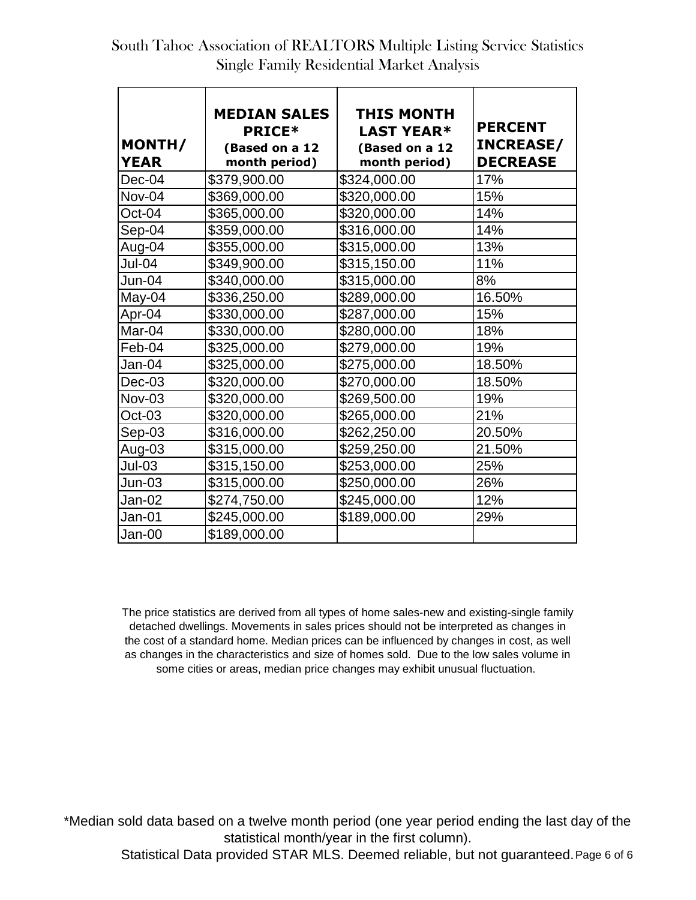# South Tahoe Association of REALTORS Multiple Listing Service Statistics
## Single Family Residential Market Analysis

| MONTH/ YEAR | MEDIAN SALES PRICE* (Based on a 12 month period) | THIS MONTH LAST YEAR* (Based on a 12 month period) | PERCENT INCREASE/ DECREASE |
|---|---|---|---|
| Dec-04 | $379,900.00 | $324,000.00 | 17% |
| Nov-04 | $369,000.00 | $320,000.00 | 15% |
| Oct-04 | $365,000.00 | $320,000.00 | 14% |
| Sep-04 | $359,000.00 | $316,000.00 | 14% |
| Aug-04 | $355,000.00 | $315,000.00 | 13% |
| Jul-04 | $349,900.00 | $315,150.00 | 11% |
| Jun-04 | $340,000.00 | $315,000.00 | 8% |
| May-04 | $336,250.00 | $289,000.00 | 16.50% |
| Apr-04 | $330,000.00 | $287,000.00 | 15% |
| Mar-04 | $330,000.00 | $280,000.00 | 18% |
| Feb-04 | $325,000.00 | $279,000.00 | 19% |
| Jan-04 | $325,000.00 | $275,000.00 | 18.50% |
| Dec-03 | $320,000.00 | $270,000.00 | 18.50% |
| Nov-03 | $320,000.00 | $269,500.00 | 19% |
| Oct-03 | $320,000.00 | $265,000.00 | 21% |
| Sep-03 | $316,000.00 | $262,250.00 | 20.50% |
| Aug-03 | $315,000.00 | $259,250.00 | 21.50% |
| Jul-03 | $315,150.00 | $253,000.00 | 25% |
| Jun-03 | $315,000.00 | $250,000.00 | 26% |
| Jan-02 | $274,750.00 | $245,000.00 | 12% |
| Jan-01 | $245,000.00 | $189,000.00 | 29% |
| Jan-00 | $189,000.00 | | |

The price statistics are derived from all types of home sales-new and existing-single family detached dwellings. Movements in sales prices should not be interpreted as changes in the cost of a standard home. Median prices can be influenced by changes in cost, as well as changes in the characteristics and size of homes sold. Due to the low sales volume in some cities or areas, median price changes may exhibit unusual fluctuation.

*Median sold data based on a twelve month period (one year period ending the last day of the statistical month/year in the first column).

Statistical Data provided STAR MLS. Deemed reliable, but not guaranteed.